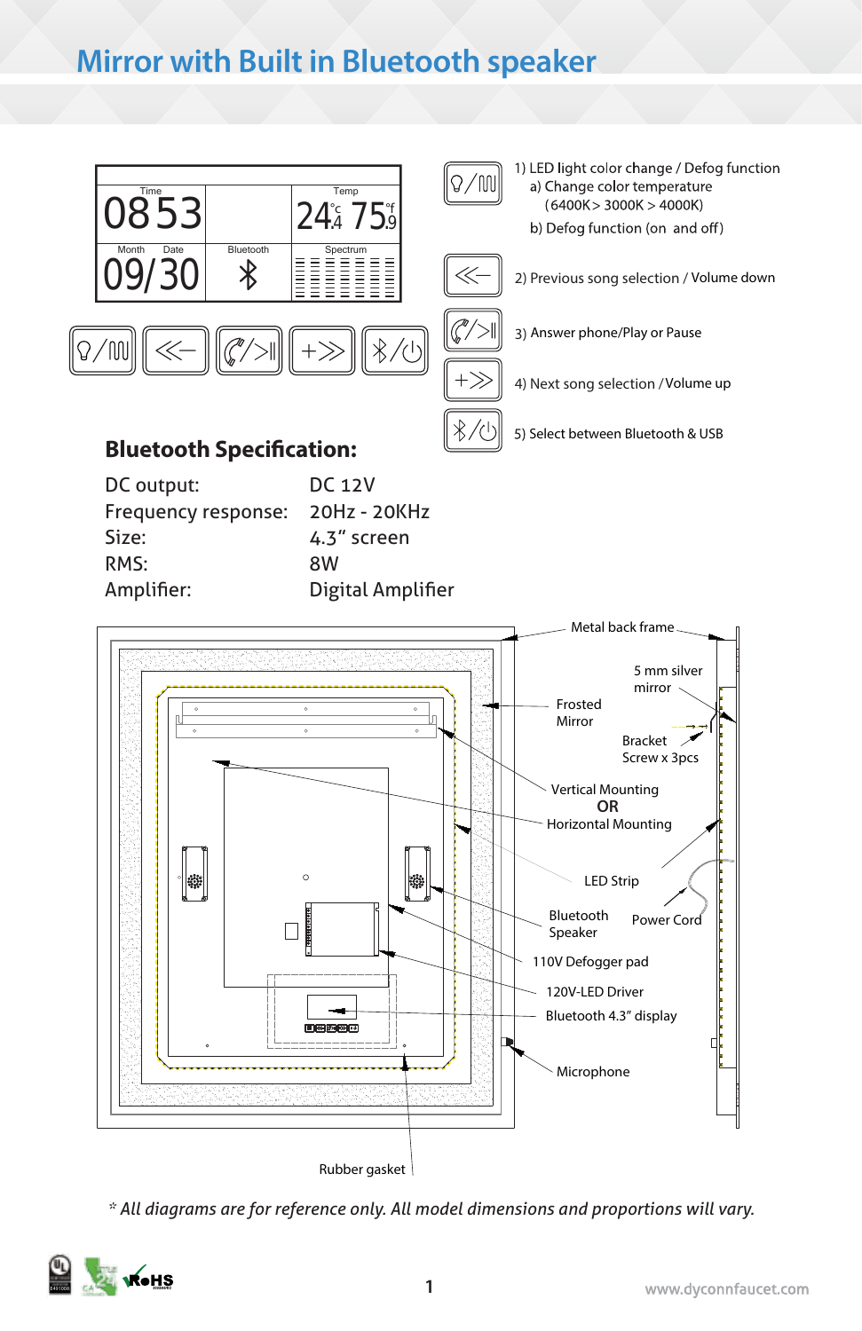# Mirror with Built in Bluetooth speaker

1) LED light color change / Defog function
   a) Change color temperature (6400K > 3000K > 4000K)
   b) Defog function (on and off)

2) Previous song selection / Volume down

3) Answer phone/Play or Pause

4) Next song selection / Volume up

5) Select between Bluetooth & USB

## Bluetooth Specification:

| | |
|---|---|
| DC output: | DC 12V |
| Frequency response: | 20Hz - 20KHz |
| Size: | 4.3" screen |
| RMS: | 8W |
| Amplifier: | Digital Amplifier |

Metal back frame
5 mm silver mirror
Frosted Mirror
Bracket Screw x 3pcs
Vertical Mounting **OR** Horizontal Mounting
LED Strip
Bluetooth Speaker
Power Cord
110V Defogger pad
120V-LED Driver
Bluetooth 4.3" display
Microphone
Rubber gasket

*\* All diagrams are for reference only. All model dimensions and proportions will vary.*

www.dyconnfaucet.com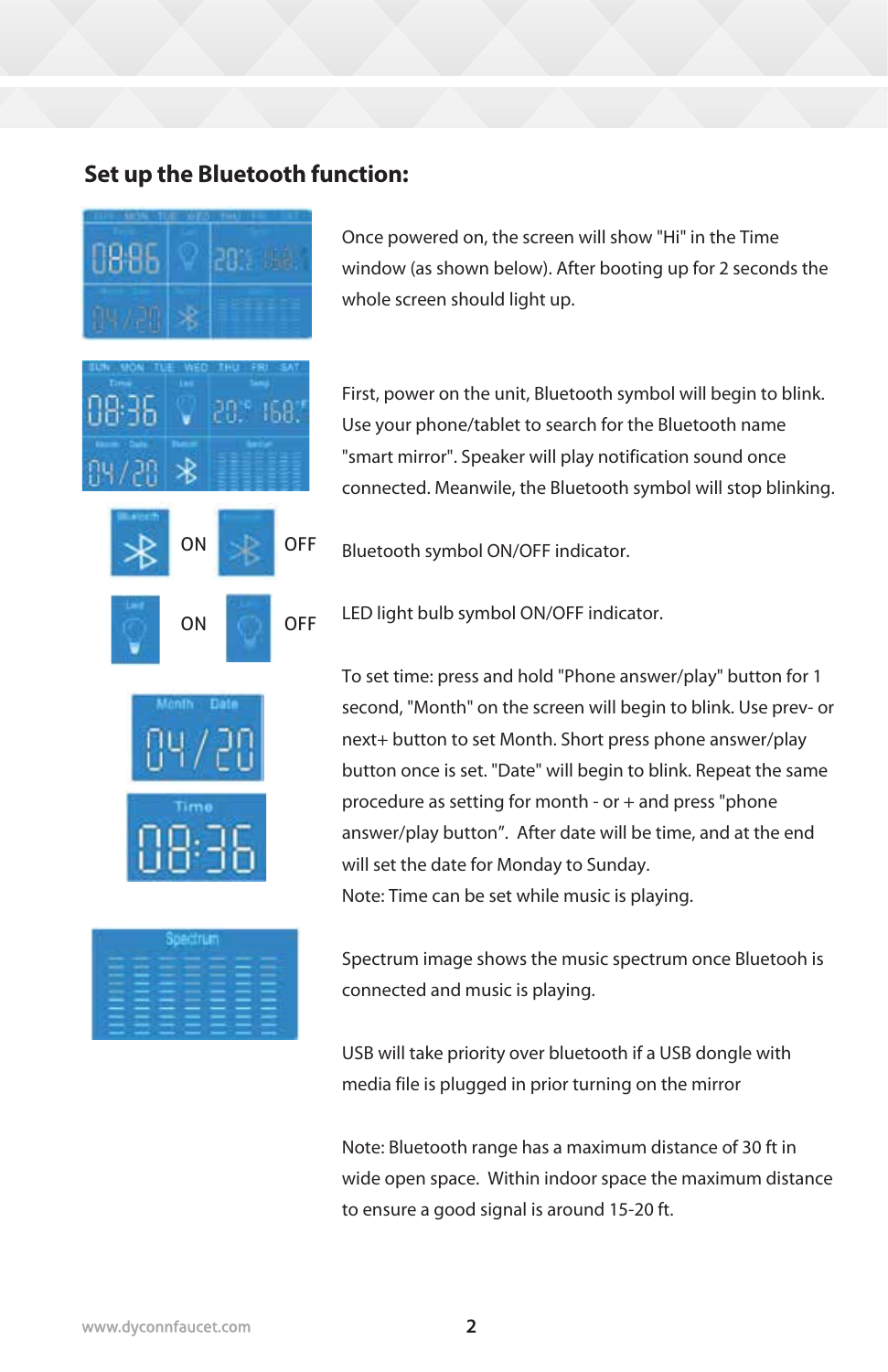## Set up the Bluetooth function:

Once powered on, the screen will show "Hi" in the Time window (as shown below). After booting up for 2 seconds the whole screen should light up.

First, power on the unit, Bluetooth symbol will begin to blink. Use your phone/tablet to search for the Bluetooth name "smart mirror". Speaker will play notification sound once connected. Meanwile, the Bluetooth symbol will stop blinking.

ON OFF

Bluetooth symbol ON/OFF indicator.

ON OFF

LED light bulb symbol ON/OFF indicator.

To set time: press and hold "Phone answer/play" button for 1 second, "Month" on the screen will begin to blink. Use prev- or next+ button to set Month. Short press phone answer/play button once is set. "Date" will begin to blink. Repeat the same procedure as setting for month - or + and press "phone answer/play button". After date will be time, and at the end will set the date for Monday to Sunday.

Note: Time can be set while music is playing.

Spectrum image shows the music spectrum once Bluetooh is connected and music is playing.

USB will take priority over bluetooth if a USB dongle with media file is plugged in prior turning on the mirror

Note: Bluetooth range has a maximum distance of 30 ft in wide open space. Within indoor space the maximum distance to ensure a good signal is around 15-20 ft.

www.dyconnfaucet.com